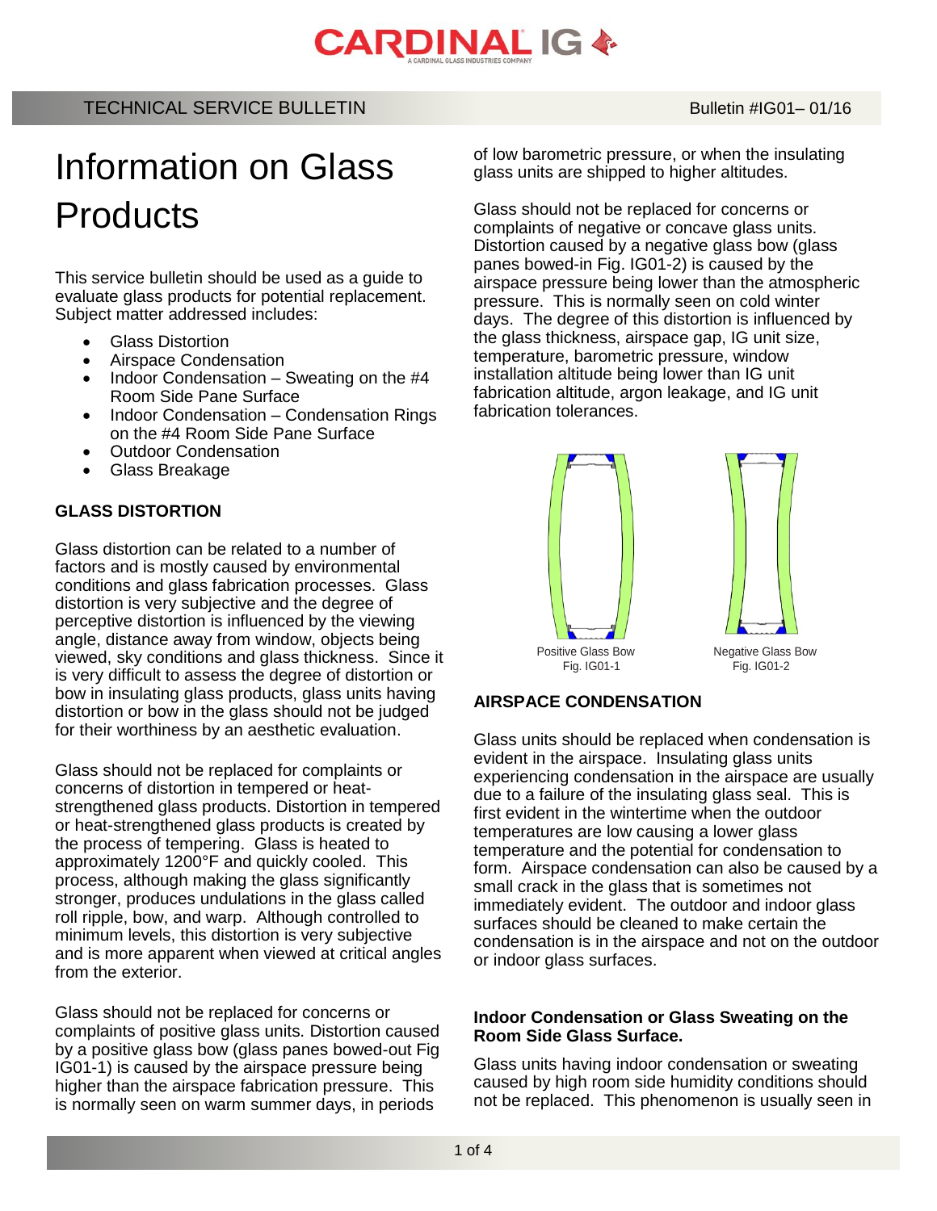# Information on Glass Products

TECHNICAL SERVICE BULLETIN — Bulletin #IG01– 01/16

This service bulletin should be used as a guide to evaluate glass products for potential replacement. Subject matter addressed includes:

- Glass Distortion
- Airspace Condensation
- Indoor Condensation – Sweating on the #4 Room Side Pane Surface
- Indoor Condensation – Condensation Rings on the #4 Room Side Pane Surface
- Outdoor Condensation
- Glass Breakage

## GLASS DISTORTION

Glass distortion can be related to a number of factors and is mostly caused by environmental conditions and glass fabrication processes. Glass distortion is very subjective and the degree of perceptive distortion is influenced by the viewing angle, distance away from window, objects being viewed, sky conditions and glass thickness. Since it is very difficult to assess the degree of distortion or bow in insulating glass products, glass units having distortion or bow in the glass should not be judged for their worthiness by an aesthetic evaluation.

Glass should not be replaced for complaints or concerns of distortion in tempered or heat-strengthened glass products. Distortion in tempered or heat-strengthened glass products is created by the process of tempering. Glass is heated to approximately 1200°F and quickly cooled. This process, although making the glass significantly stronger, produces undulations in the glass called roll ripple, bow, and warp. Although controlled to minimum levels, this distortion is very subjective and is more apparent when viewed at critical angles from the exterior.

Glass should not be replaced for concerns or complaints of positive glass units. Distortion caused by a positive glass bow (glass panes bowed-out Fig IG01-1) is caused by the airspace pressure being higher than the airspace fabrication pressure. This is normally seen on warm summer days, in periods of low barometric pressure, or when the insulating glass units are shipped to higher altitudes.

Glass should not be replaced for concerns or complaints of negative or concave glass units. Distortion caused by a negative glass bow (glass panes bowed-in Fig. IG01-2) is caused by the airspace pressure being lower than the atmospheric pressure. This is normally seen on cold winter days. The degree of this distortion is influenced by the glass thickness, airspace gap, IG unit size, temperature, barometric pressure, window installation altitude being lower than IG unit fabrication altitude, argon leakage, and IG unit fabrication tolerances.

Positive Glass Bow
Fig. IG01-1

Negative Glass Bow
Fig. IG01-2

## AIRSPACE CONDENSATION

Glass units should be replaced when condensation is evident in the airspace. Insulating glass units experiencing condensation in the airspace are usually due to a failure of the insulating glass seal. This is first evident in the wintertime when the outdoor temperatures are low causing a lower glass temperature and the potential for condensation to form. Airspace condensation can also be caused by a small crack in the glass that is sometimes not immediately evident. The outdoor and indoor glass surfaces should be cleaned to make certain the condensation is in the airspace and not on the outdoor or indoor glass surfaces.

### Indoor Condensation or Glass Sweating on the Room Side Glass Surface.

Glass units having indoor condensation or sweating caused by high room side humidity conditions should not be replaced. This phenomenon is usually seen in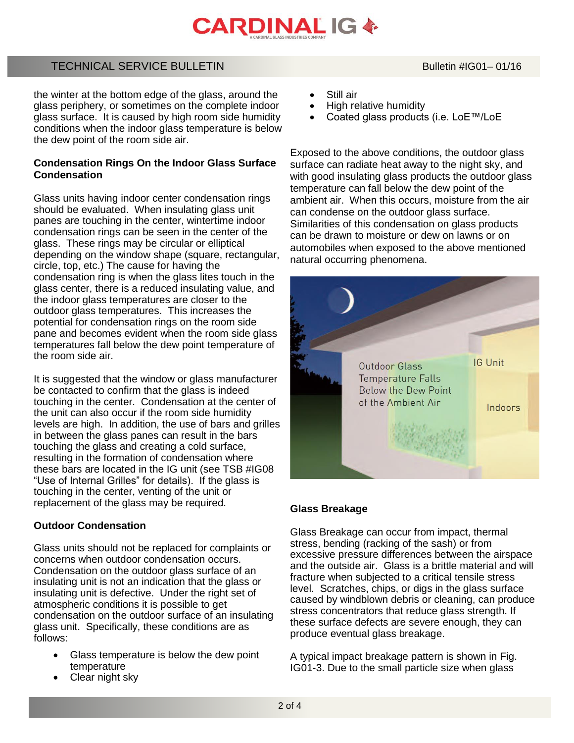the winter at the bottom edge of the glass, around the glass periphery, or sometimes on the complete indoor glass surface. It is caused by high room side humidity conditions when the indoor glass temperature is below the dew point of the room side air.

**Condensation Rings On the Indoor Glass Surface Condensation**

Glass units having indoor center condensation rings should be evaluated. When insulating glass unit panes are touching in the center, wintertime indoor condensation rings can be seen in the center of the glass. These rings may be circular or elliptical depending on the window shape (square, rectangular, circle, top, etc.) The cause for having the condensation ring is when the glass lites touch in the glass center, there is a reduced insulating value, and the indoor glass temperatures are closer to the outdoor glass temperatures. This increases the potential for condensation rings on the room side pane and becomes evident when the room side glass temperatures fall below the dew point temperature of the room side air.

It is suggested that the window or glass manufacturer be contacted to confirm that the glass is indeed touching in the center. Condensation at the center of the unit can also occur if the room side humidity levels are high. In addition, the use of bars and grilles in between the glass panes can result in the bars touching the glass and creating a cold surface, resulting in the formation of condensation where these bars are located in the IG unit (see TSB #IG08 "Use of Internal Grilles" for details). If the glass is touching in the center, venting of the unit or replacement of the glass may be required.

**Outdoor Condensation**

Glass units should not be replaced for complaints or concerns when outdoor condensation occurs. Condensation on the outdoor glass surface of an insulating unit is not an indication that the glass or insulating unit is defective. Under the right set of atmospheric conditions it is possible to get condensation on the outdoor surface of an insulating glass unit. Specifically, these conditions are as follows:

- Glass temperature is below the dew point temperature
- Clear night sky
- Still air
- High relative humidity
- Coated glass products (i.e. LoE™/LoE

Exposed to the above conditions, the outdoor glass surface can radiate heat away to the night sky, and with good insulating glass products the outdoor glass temperature can fall below the dew point of the ambient air. When this occurs, moisture from the air can condense on the outdoor glass surface. Similarities of this condensation on glass products can be drawn to moisture or dew on lawns or on automobiles when exposed to the above mentioned natural occurring phenomena.

Outdoor Glass Temperature Falls Below the Dew Point of the Ambient Air

IG Unit

Indoors

**Glass Breakage**

Glass Breakage can occur from impact, thermal stress, bending (racking of the sash) or from excessive pressure differences between the airspace and the outside air. Glass is a brittle material and will fracture when subjected to a critical tensile stress level. Scratches, chips, or digs in the glass surface caused by windblown debris or cleaning, can produce stress concentrators that reduce glass strength. If these surface defects are severe enough, they can produce eventual glass breakage.

A typical impact breakage pattern is shown in Fig. IG01-3. Due to the small particle size when glass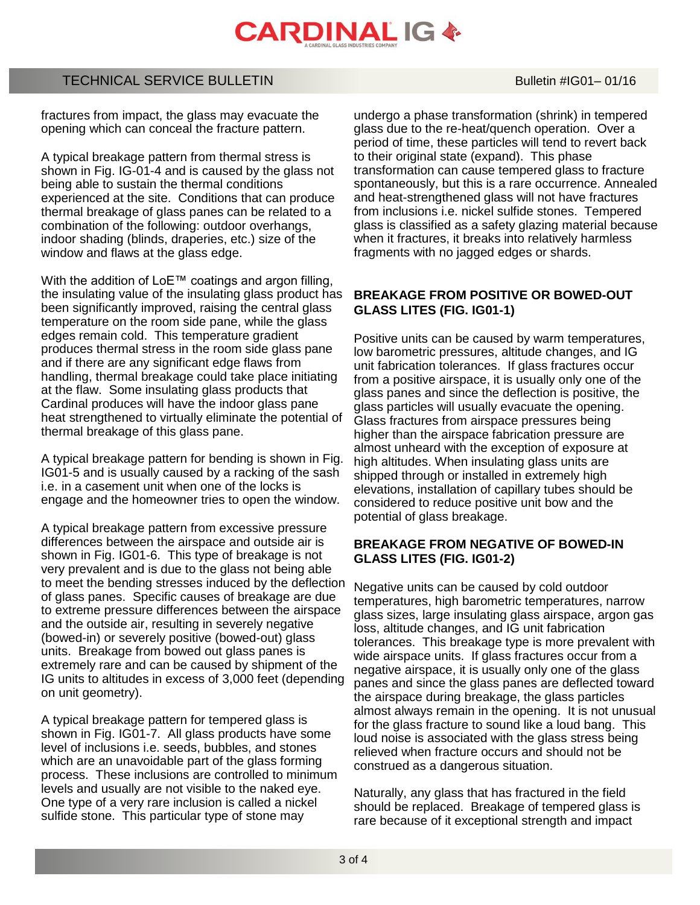fractures from impact, the glass may evacuate the opening which can conceal the fracture pattern.

A typical breakage pattern from thermal stress is shown in Fig. IG-01-4 and is caused by the glass not being able to sustain the thermal conditions experienced at the site. Conditions that can produce thermal breakage of glass panes can be related to a combination of the following: outdoor overhangs, indoor shading (blinds, draperies, etc.) size of the window and flaws at the glass edge.

With the addition of LoE™ coatings and argon filling, the insulating value of the insulating glass product has been significantly improved, raising the central glass temperature on the room side pane, while the glass edges remain cold. This temperature gradient produces thermal stress in the room side glass pane and if there are any significant edge flaws from handling, thermal breakage could take place initiating at the flaw. Some insulating glass products that Cardinal produces will have the indoor glass pane heat strengthened to virtually eliminate the potential of thermal breakage of this glass pane.

A typical breakage pattern for bending is shown in Fig. IG01-5 and is usually caused by a racking of the sash i.e. in a casement unit when one of the locks is engage and the homeowner tries to open the window.

A typical breakage pattern from excessive pressure differences between the airspace and outside air is shown in Fig. IG01-6. This type of breakage is not very prevalent and is due to the glass not being able to meet the bending stresses induced by the deflection of glass panes. Specific causes of breakage are due to extreme pressure differences between the airspace and the outside air, resulting in severely negative (bowed-in) or severely positive (bowed-out) glass units. Breakage from bowed out glass panes is extremely rare and can be caused by shipment of the IG units to altitudes in excess of 3,000 feet (depending on unit geometry).

A typical breakage pattern for tempered glass is shown in Fig. IG01-7. All glass products have some level of inclusions i.e. seeds, bubbles, and stones which are an unavoidable part of the glass forming process. These inclusions are controlled to minimum levels and usually are not visible to the naked eye. One type of a very rare inclusion is called a nickel sulfide stone. This particular type of stone may undergo a phase transformation (shrink) in tempered glass due to the re-heat/quench operation. Over a period of time, these particles will tend to revert back to their original state (expand). This phase transformation can cause tempered glass to fracture spontaneously, but this is a rare occurrence. Annealed and heat-strengthened glass will not have fractures from inclusions i.e. nickel sulfide stones. Tempered glass is classified as a safety glazing material because when it fractures, it breaks into relatively harmless fragments with no jagged edges or shards.

## BREAKAGE FROM POSITIVE OR BOWED-OUT GLASS LITES (FIG. IG01-1)

Positive units can be caused by warm temperatures, low barometric pressures, altitude changes, and IG unit fabrication tolerances. If glass fractures occur from a positive airspace, it is usually only one of the glass panes and since the deflection is positive, the glass particles will usually evacuate the opening. Glass fractures from airspace pressures being higher than the airspace fabrication pressure are almost unheard with the exception of exposure at high altitudes. When insulating glass units are shipped through or installed in extremely high elevations, installation of capillary tubes should be considered to reduce positive unit bow and the potential of glass breakage.

## BREAKAGE FROM NEGATIVE OF BOWED-IN GLASS LITES (FIG. IG01-2)

Negative units can be caused by cold outdoor temperatures, high barometric temperatures, narrow glass sizes, large insulating glass airspace, argon gas loss, altitude changes, and IG unit fabrication tolerances. This breakage type is more prevalent with wide airspace units. If glass fractures occur from a negative airspace, it is usually only one of the glass panes and since the glass panes are deflected toward the airspace during breakage, the glass particles almost always remain in the opening. It is not unusual for the glass fracture to sound like a loud bang. This loud noise is associated with the glass stress being relieved when fracture occurs and should not be construed as a dangerous situation.

Naturally, any glass that has fractured in the field should be replaced. Breakage of tempered glass is rare because of it exceptional strength and impact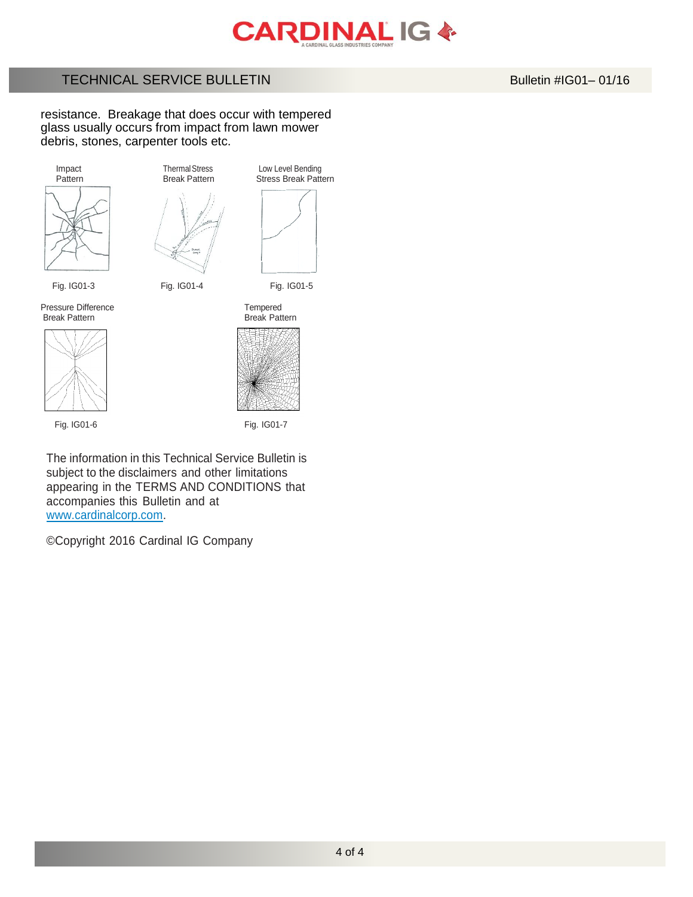resistance. Breakage that does occur with tempered glass usually occurs from impact from lawn mower debris, stones, carpenter tools etc.

Impact Pattern

Fig. IG01-3

Thermal Stress Break Pattern

Fig. IG01-4

Low Level Bending Stress Break Pattern

Fig. IG01-5

Pressure Difference Break Pattern

Fig. IG01-6

Tempered Break Pattern

Fig. IG01-7

The information in this Technical Service Bulletin is subject to the disclaimers and other limitations appearing in the TERMS AND CONDITIONS that accompanies this Bulletin and at [www.cardinalcorp.com](http://www.cardinalcorp.com).

©Copyright 2016 Cardinal IG Company